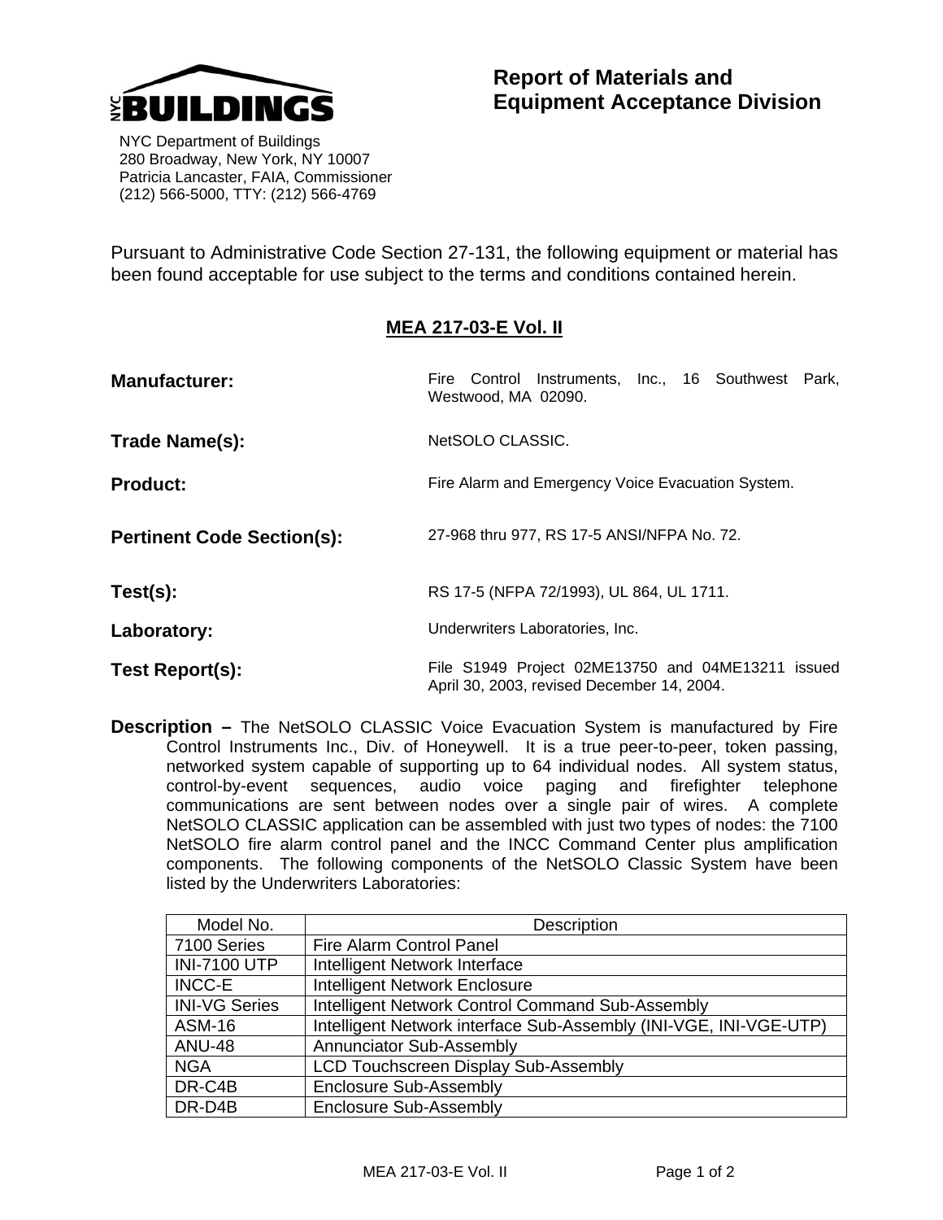NYC BUILDINGS

NYC Department of Buildings
280 Broadway, New York, NY 10007
Patricia Lancaster, FAIA, Commissioner
(212) 566-5000, TTY: (212) 566-4769

# Report of Materials and Equipment Acceptance Division

Pursuant to Administrative Code Section 27-131, the following equipment or material has been found acceptable for use subject to the terms and conditions contained herein.

## MEA 217-03-E Vol. II

**Manufacturer:** Fire Control Instruments, Inc., 16 Southwest Park, Westwood, MA 02090.

**Trade Name(s):** NetSOLO CLASSIC.

**Product:** Fire Alarm and Emergency Voice Evacuation System.

**Pertinent Code Section(s):** 27-968 thru 977, RS 17-5 ANSI/NFPA No. 72.

**Test(s):** RS 17-5 (NFPA 72/1993), UL 864, UL 1711.

**Laboratory:** Underwriters Laboratories, Inc.

**Test Report(s):** File S1949 Project 02ME13750 and 04ME13211 issued April 30, 2003, revised December 14, 2004.

**Description –** The NetSOLO CLASSIC Voice Evacuation System is manufactured by Fire Control Instruments Inc., Div. of Honeywell. It is a true peer-to-peer, token passing, networked system capable of supporting up to 64 individual nodes. All system status, control-by-event sequences, audio voice paging and firefighter telephone communications are sent between nodes over a single pair of wires. A complete NetSOLO CLASSIC application can be assembled with just two types of nodes: the 7100 NetSOLO fire alarm control panel and the INCC Command Center plus amplification components. The following components of the NetSOLO Classic System have been listed by the Underwriters Laboratories:

| Model No. | Description |
|---|---|
| 7100 Series | Fire Alarm Control Panel |
| INI-7100 UTP | Intelligent Network Interface |
| INCC-E | Intelligent Network Enclosure |
| INI-VG Series | Intelligent Network Control Command Sub-Assembly |
| ASM-16 | Intelligent Network interface Sub-Assembly (INI-VGE, INI-VGE-UTP) |
| ANU-48 | Annunciator Sub-Assembly |
| NGA | LCD Touchscreen Display Sub-Assembly |
| DR-C4B | Enclosure Sub-Assembly |
| DR-D4B | Enclosure Sub-Assembly |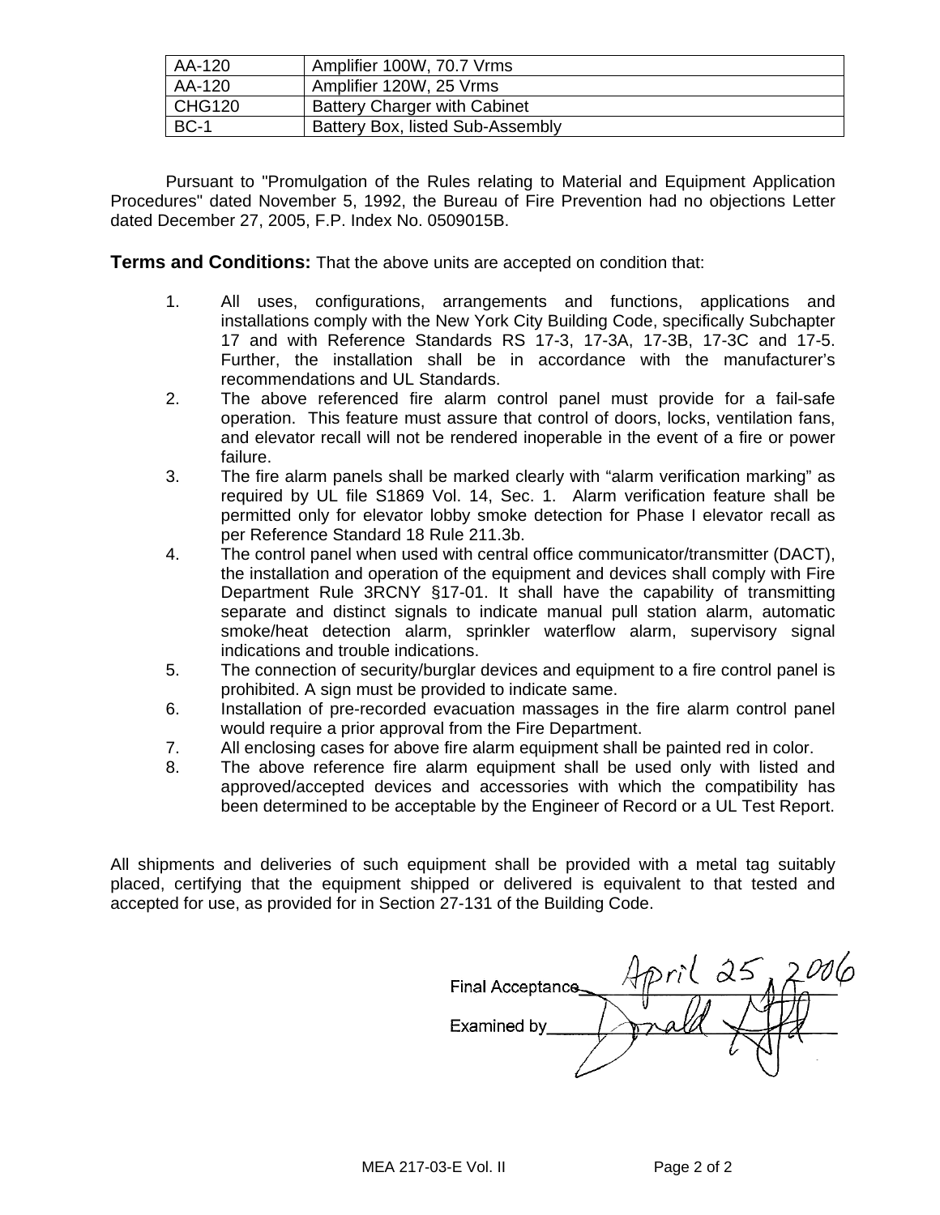| | |
|---|---|
| AA-120 | Amplifier 100W, 70.7 Vrms |
| AA-120 | Amplifier 120W, 25 Vrms |
| CHG120 | Battery Charger with Cabinet |
| BC-1 | Battery Box, listed Sub-Assembly |

Pursuant to "Promulgation of the Rules relating to Material and Equipment Application Procedures" dated November 5, 1992, the Bureau of Fire Prevention had no objections Letter dated December 27, 2005, F.P. Index No. 0509015B.

**Terms and Conditions:** That the above units are accepted on condition that:

1. All uses, configurations, arrangements and functions, applications and installations comply with the New York City Building Code, specifically Subchapter 17 and with Reference Standards RS 17-3, 17-3A, 17-3B, 17-3C and 17-5. Further, the installation shall be in accordance with the manufacturer's recommendations and UL Standards.
2. The above referenced fire alarm control panel must provide for a fail-safe operation. This feature must assure that control of doors, locks, ventilation fans, and elevator recall will not be rendered inoperable in the event of a fire or power failure.
3. The fire alarm panels shall be marked clearly with "alarm verification marking" as required by UL file S1869 Vol. 14, Sec. 1. Alarm verification feature shall be permitted only for elevator lobby smoke detection for Phase I elevator recall as per Reference Standard 18 Rule 211.3b.
4. The control panel when used with central office communicator/transmitter (DACT), the installation and operation of the equipment and devices shall comply with Fire Department Rule 3RCNY §17-01. It shall have the capability of transmitting separate and distinct signals to indicate manual pull station alarm, automatic smoke/heat detection alarm, sprinkler waterflow alarm, supervisory signal indications and trouble indications.
5. The connection of security/burglar devices and equipment to a fire control panel is prohibited. A sign must be provided to indicate same.
6. Installation of pre-recorded evacuation massages in the fire alarm control panel would require a prior approval from the Fire Department.
7. All enclosing cases for above fire alarm equipment shall be painted red in color.
8. The above reference fire alarm equipment shall be used only with listed and approved/accepted devices and accessories with which the compatibility has been determined to be acceptable by the Engineer of Record or a UL Test Report.

All shipments and deliveries of such equipment shall be provided with a metal tag suitably placed, certifying that the equipment shipped or delivered is equivalent to that tested and accepted for use, as provided for in Section 27-131 of the Building Code.

Final Acceptance April 25, 2006

Examined by Donald [signature]

MEA 217-03-E Vol. II